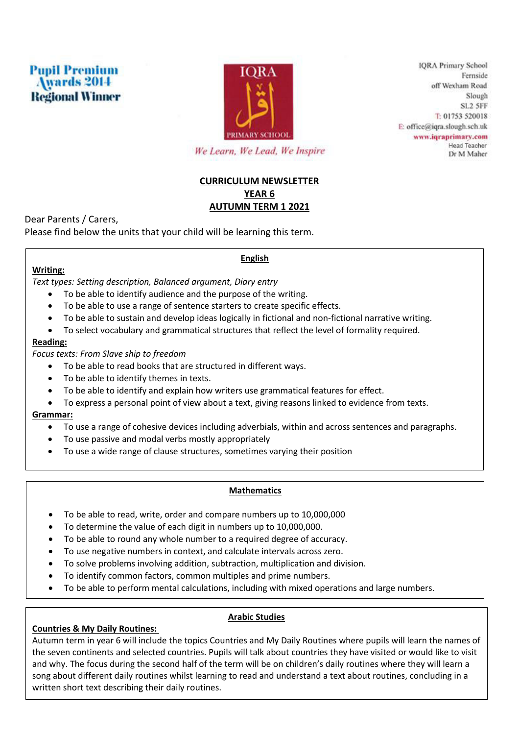Pupil Premium Awards 2014 Regional Winner

IQRA PRIMARY SCHOOL

*We Learn, We Lead, We Inspire*

IQRA Primary School
Fernside
off Wexham Road
Slough
SL2 5FF
T: 01753 520018
E: office@iqra.slough.sch.uk
www.iqraprimary.com
Head Teacher
Dr M Maher

# CURRICULUM NEWSLETTER
## YEAR 6
## AUTUMN TERM 1 2021

Dear Parents / Carers,
Please find below the units that your child will be learning this term.

### English

**Writing:**

*Text types: Setting description, Balanced argument, Diary entry*

- To be able to identify audience and the purpose of the writing.
- To be able to use a range of sentence starters to create specific effects.
- To be able to sustain and develop ideas logically in fictional and non-fictional narrative writing.
- To select vocabulary and grammatical structures that reflect the level of formality required.

**Reading:**

*Focus texts: From Slave ship to freedom*

- To be able to read books that are structured in different ways.
- To be able to identify themes in texts.
- To be able to identify and explain how writers use grammatical features for effect.
- To express a personal point of view about a text, giving reasons linked to evidence from texts.

**Grammar:**

- To use a range of cohesive devices including adverbials, within and across sentences and paragraphs.
- To use passive and modal verbs mostly appropriately
- To use a wide range of clause structures, sometimes varying their position

### Mathematics

- To be able to read, write, order and compare numbers up to 10,000,000
- To determine the value of each digit in numbers up to 10,000,000.
- To be able to round any whole number to a required degree of accuracy.
- To use negative numbers in context, and calculate intervals across zero.
- To solve problems involving addition, subtraction, multiplication and division.
- To identify common factors, common multiples and prime numbers.
- To be able to perform mental calculations, including with mixed operations and large numbers.

### Arabic Studies

**Countries & My Daily Routines:**

Autumn term in year 6 will include the topics Countries and My Daily Routines where pupils will learn the names of the seven continents and selected countries. Pupils will talk about countries they have visited or would like to visit and why. The focus during the second half of the term will be on children's daily routines where they will learn a song about different daily routines whilst learning to read and understand a text about routines, concluding in a written short text describing their daily routines.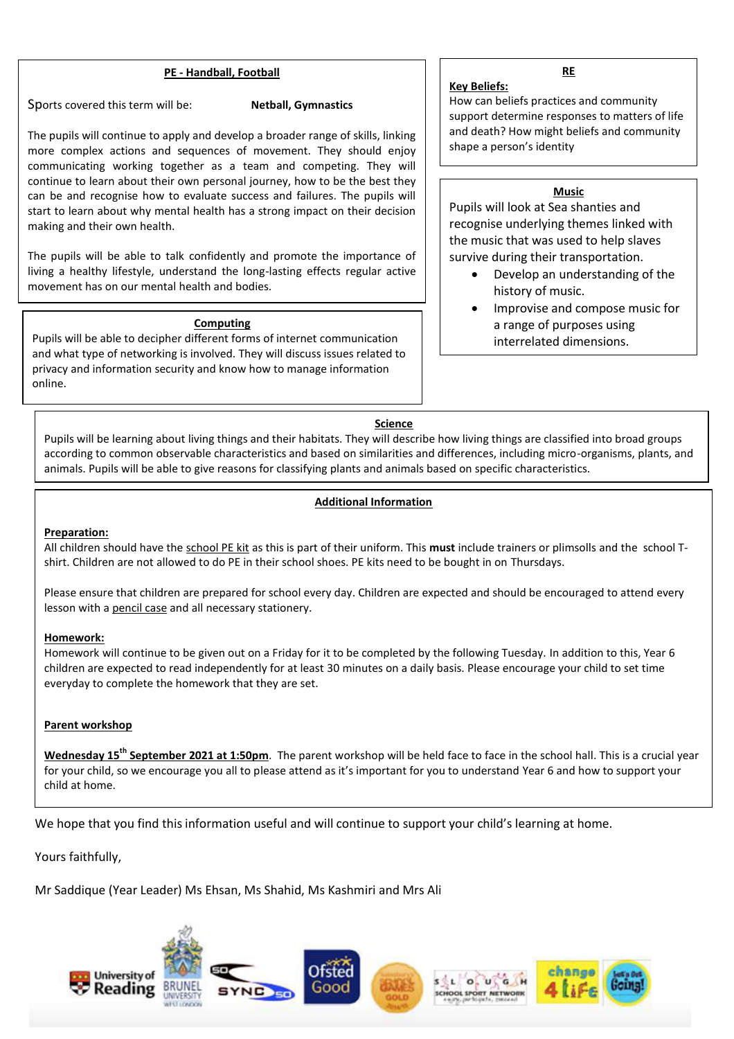## PE - Handball, Football

Sports covered this term will be: **Netball, Gymnastics**

The pupils will continue to apply and develop a broader range of skills, linking more complex actions and sequences of movement. They should enjoy communicating working together as a team and competing. They will continue to learn about their own personal journey, how to be the best they can be and recognise how to evaluate success and failures. The pupils will start to learn about why mental health has a strong impact on their decision making and their own health.

The pupils will be able to talk confidently and promote the importance of living a healthy lifestyle, understand the long-lasting effects regular active movement has on our mental health and bodies.

## Computing

Pupils will be able to decipher different forms of internet communication and what type of networking is involved. They will discuss issues related to privacy and information security and know how to manage information online.

## RE

**Key Beliefs:**
How can beliefs practices and community support determine responses to matters of life and death? How might beliefs and community shape a person's identity

## Music

Pupils will look at Sea shanties and recognise underlying themes linked with the music that was used to help slaves survive during their transportation.

- Develop an understanding of the history of music.
- Improvise and compose music for a range of purposes using interrelated dimensions.

## Science

Pupils will be learning about living things and their habitats. They will describe how living things are classified into broad groups according to common observable characteristics and based on similarities and differences, including micro-organisms, plants, and animals. Pupils will be able to give reasons for classifying plants and animals based on specific characteristics.

## Additional Information

**Preparation:**
All children should have the school PE kit as this is part of their uniform. This **must** include trainers or plimsolls and the school T-shirt. Children are not allowed to do PE in their school shoes. PE kits need to be bought in on Thursdays.

Please ensure that children are prepared for school every day. Children are expected and should be encouraged to attend every lesson with a pencil case and all necessary stationery.

**Homework:**
Homework will continue to be given out on a Friday for it to be completed by the following Tuesday. In addition to this, Year 6 children are expected to read independently for at least 30 minutes on a daily basis. Please encourage your child to set time everyday to complete the homework that they are set.

**Parent workshop**

**Wednesday 15th September 2021 at 1:50pm**. The parent workshop will be held face to face in the school hall. This is a crucial year for your child, so we encourage you all to please attend as it's important for you to understand Year 6 and how to support your child at home.

We hope that you find this information useful and will continue to support your child's learning at home.

Yours faithfully,

Mr Saddique (Year Leader) Ms Ehsan, Ms Shahid, Ms Kashmiri and Mrs Ali